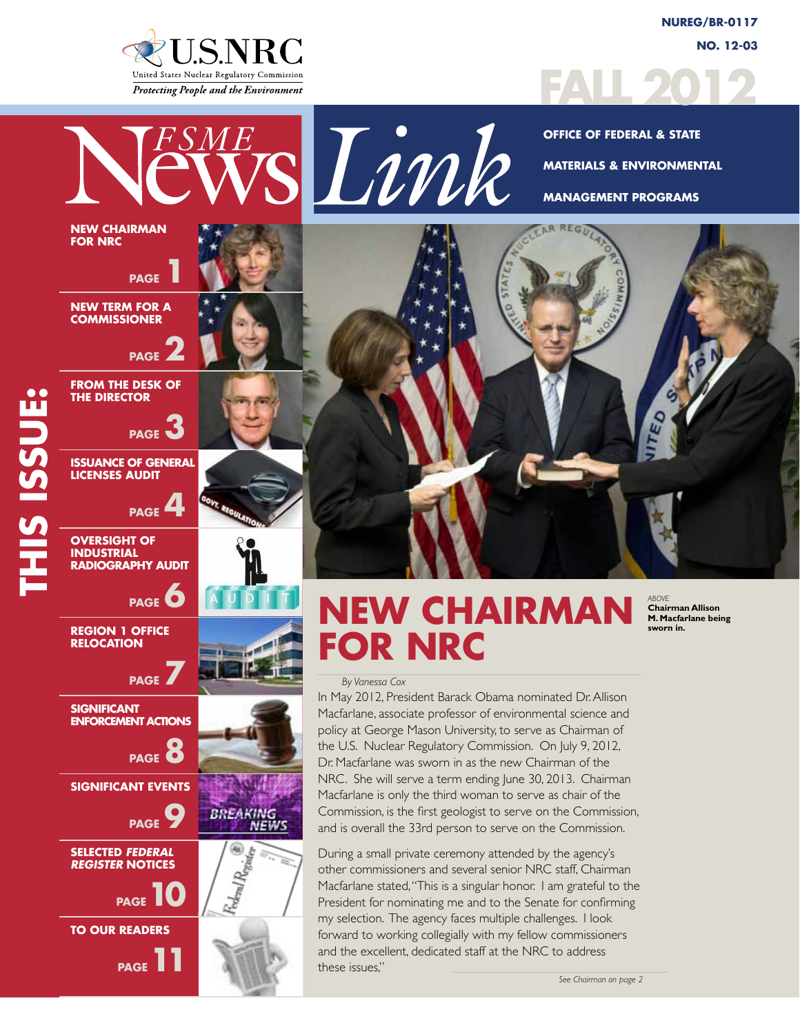U.S.NRC

United States Nuclear Regulatory Commission

*Protecting People and the Environment*

**NUREG/BR-0117**

**NO. 12-03**

# FALL 2012

# FSME News Link

**OFFICE OF FEDERAL & STATE MATERIALS & ENVIRONMENTAL MANAGEMENT PROGRAMS**

## THIS ISSUE:

- **NEW CHAIRMAN FOR NRC** — PAGE 1
- **NEW TERM FOR A COMMISSIONER** — PAGE 2
- **FROM THE DESK OF THE DIRECTOR** — PAGE 3
- **ISSUANCE OF GENERAL LICENSES AUDIT** — PAGE 4
- **OVERSIGHT OF INDUSTRIAL RADIOGRAPHY AUDIT** — PAGE 6
- **REGION 1 OFFICE RELOCATION** — PAGE 7
- **SIGNIFICANT ENFORCEMENT ACTIONS** — PAGE 8
- **SIGNIFICANT EVENTS** — PAGE 9
- **SELECTED *FEDERAL REGISTER* NOTICES** — PAGE 10
- **TO OUR READERS** — PAGE 11

*ABOVE*
**Chairman Allison M. Macfarlane being sworn in.**

# NEW CHAIRMAN FOR NRC

*By Vanessa Cox*

In May 2012, President Barack Obama nominated Dr. Allison Macfarlane, associate professor of environmental science and policy at George Mason University, to serve as Chairman of the U.S. Nuclear Regulatory Commission. On July 9, 2012, Dr. Macfarlane was sworn in as the new Chairman of the NRC. She will serve a term ending June 30, 2013. Chairman Macfarlane is only the third woman to serve as chair of the Commission, is the first geologist to serve on the Commission, and is overall the 33rd person to serve on the Commission.

During a small private ceremony attended by the agency's other commissioners and several senior NRC staff, Chairman Macfarlane stated, "This is a singular honor. I am grateful to the President for nominating me and to the Senate for confirming my selection. The agency faces multiple challenges. I look forward to working collegially with my fellow commissioners and the excellent, dedicated staff at the NRC to address these issues,"

*See Chairman on page 2*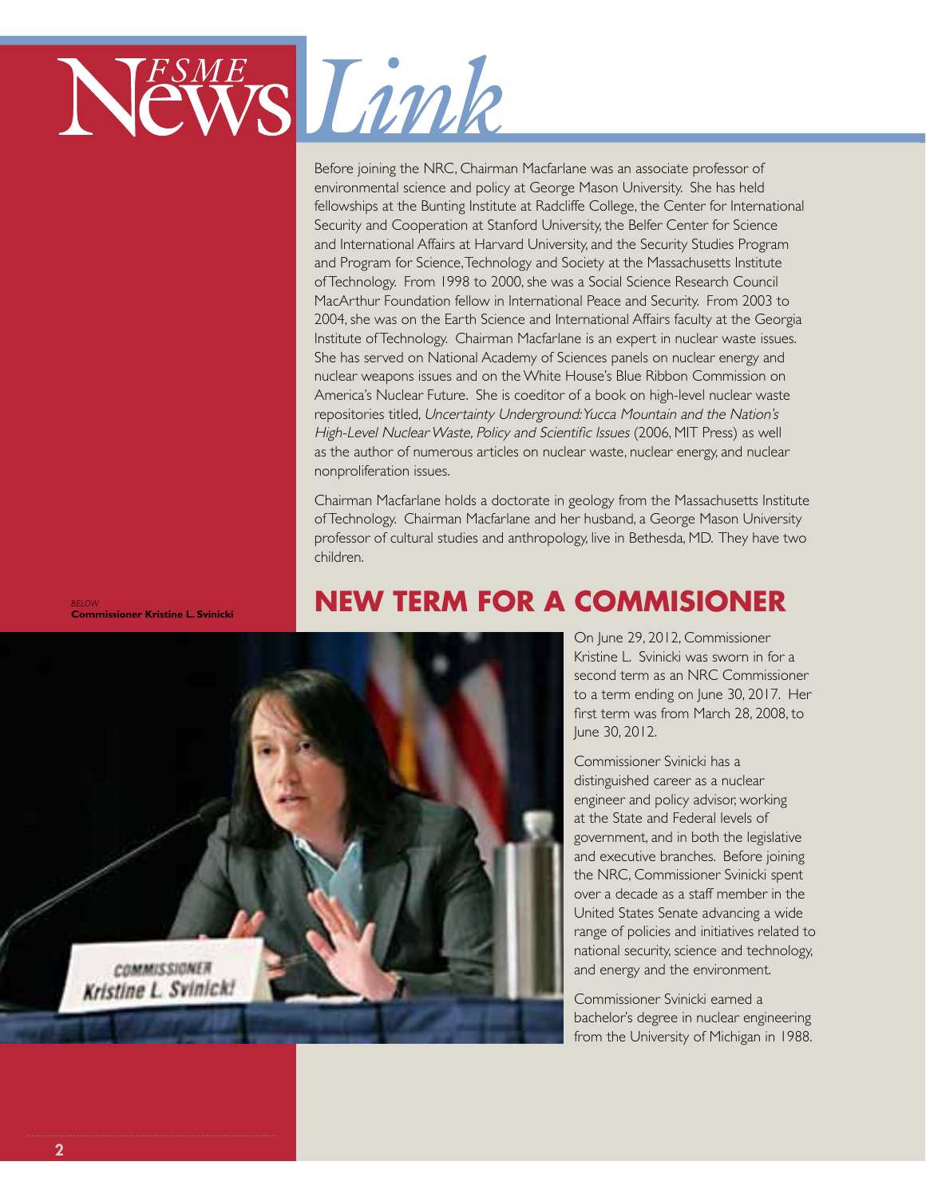Before joining the NRC, Chairman Macfarlane was an associate professor of environmental science and policy at George Mason University. She has held fellowships at the Bunting Institute at Radcliffe College, the Center for International Security and Cooperation at Stanford University, the Belfer Center for Science and International Affairs at Harvard University, and the Security Studies Program and Program for Science, Technology and Society at the Massachusetts Institute of Technology. From 1998 to 2000, she was a Social Science Research Council MacArthur Foundation fellow in International Peace and Security. From 2003 to 2004, she was on the Earth Science and International Affairs faculty at the Georgia Institute of Technology. Chairman Macfarlane is an expert in nuclear waste issues. She has served on National Academy of Sciences panels on nuclear energy and nuclear weapons issues and on the White House's Blue Ribbon Commission on America's Nuclear Future. She is coeditor of a book on high-level nuclear waste repositories titled, *Uncertainty Underground: Yucca Mountain and the Nation's High-Level Nuclear Waste, Policy and Scientific Issues* (2006, MIT Press) as well as the author of numerous articles on nuclear waste, nuclear energy, and nuclear nonproliferation issues.

Chairman Macfarlane holds a doctorate in geology from the Massachusetts Institute of Technology. Chairman Macfarlane and her husband, a George Mason University professor of cultural studies and anthropology, live in Bethesda, MD. They have two children.

## NEW TERM FOR A COMMISIONER

*BELOW*
**Commissioner Kristine L. Svinicki**

On June 29, 2012, Commissioner Kristine L. Svinicki was sworn in for a second term as an NRC Commissioner to a term ending on June 30, 2017. Her first term was from March 28, 2008, to June 30, 2012.

Commissioner Svinicki has a distinguished career as a nuclear engineer and policy advisor, working at the State and Federal levels of government, and in both the legislative and executive branches. Before joining the NRC, Commissioner Svinicki spent over a decade as a staff member in the United States Senate advancing a wide range of policies and initiatives related to national security, science and technology, and energy and the environment.

Commissioner Svinicki earned a bachelor's degree in nuclear engineering from the University of Michigan in 1988.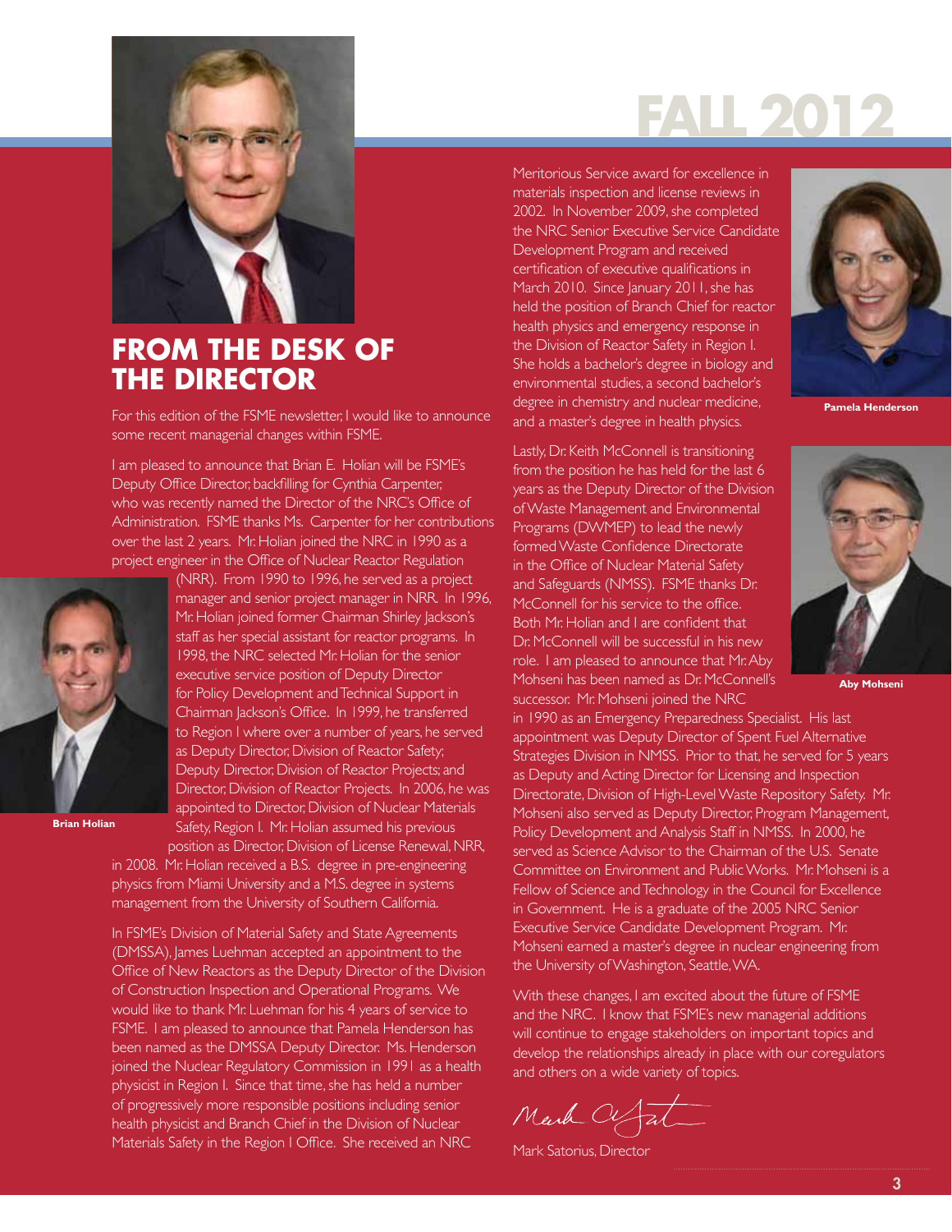# FROM THE DESK OF THE DIRECTOR

For this edition of the FSME newsletter, I would like to announce some recent managerial changes within FSME.

I am pleased to announce that Brian E. Holian will be FSME's Deputy Office Director, backfilling for Cynthia Carpenter, who was recently named the Director of the NRC's Office of Administration. FSME thanks Ms. Carpenter for her contributions over the last 2 years. Mr. Holian joined the NRC in 1990 as a project engineer in the Office of Nuclear Reactor Regulation (NRR). From 1990 to 1996, he served as a project manager and senior project manager in NRR. In 1996, Mr. Holian joined former Chairman Shirley Jackson's staff as her special assistant for reactor programs. In 1998, the NRC selected Mr. Holian for the senior executive service position of Deputy Director for Policy Development and Technical Support in Chairman Jackson's Office. In 1999, he transferred to Region I where over a number of years, he served as Deputy Director, Division of Reactor Safety; Deputy Director, Division of Reactor Projects; and Director, Division of Reactor Projects. In 2006, he was appointed to Director, Division of Nuclear Materials Safety, Region I. Mr. Holian assumed his previous position as Director, Division of License Renewal, NRR, in 2008. Mr. Holian received a B.S. degree in pre-engineering physics from Miami University and a M.S. degree in systems management from the University of Southern California.

**Brian Holian**

In FSME's Division of Material Safety and State Agreements (DMSSA), James Luehman accepted an appointment to the Office of New Reactors as the Deputy Director of the Division of Construction Inspection and Operational Programs. We would like to thank Mr. Luehman for his 4 years of service to FSME. I am pleased to announce that Pamela Henderson has been named as the DMSSA Deputy Director. Ms. Henderson joined the Nuclear Regulatory Commission in 1991 as a health physicist in Region I. Since that time, she has held a number of progressively more responsible positions including senior health physicist and Branch Chief in the Division of Nuclear Materials Safety in the Region I Office. She received an NRC Meritorious Service award for excellence in materials inspection and license reviews in 2002. In November 2009, she completed the NRC Senior Executive Service Candidate Development Program and received certification of executive qualifications in March 2010. Since January 2011, she has held the position of Branch Chief for reactor health physics and emergency response in the Division of Reactor Safety in Region I. She holds a bachelor's degree in biology and environmental studies, a second bachelor's degree in chemistry and nuclear medicine, and a master's degree in health physics.

**Pamela Henderson**

Lastly, Dr. Keith McConnell is transitioning from the position he has held for the last 6 years as the Deputy Director of the Division of Waste Management and Environmental Programs (DWMEP) to lead the newly formed Waste Confidence Directorate in the Office of Nuclear Material Safety and Safeguards (NMSS). FSME thanks Dr. McConnell for his service to the office. Both Mr. Holian and I are confident that Dr. McConnell will be successful in his new role. I am pleased to announce that Mr. Aby Mohseni has been named as Dr. McConnell's successor. Mr. Mohseni joined the NRC in 1990 as an Emergency Preparedness Specialist. His last appointment was Deputy Director of Spent Fuel Alternative Strategies Division in NMSS. Prior to that, he served for 5 years as Deputy and Acting Director for Licensing and Inspection Directorate, Division of High-Level Waste Repository Safety. Mr. Mohseni also served as Deputy Director, Program Management, Policy Development and Analysis Staff in NMSS. In 2000, he served as Science Advisor to the Chairman of the U.S. Senate Committee on Environment and Public Works. Mr. Mohseni is a Fellow of Science and Technology in the Council for Excellence in Government. He is a graduate of the 2005 NRC Senior Executive Service Candidate Development Program. Mr. Mohseni earned a master's degree in nuclear engineering from the University of Washington, Seattle, WA.

**Aby Mohseni**

With these changes, I am excited about the future of FSME and the NRC. I know that FSME's new managerial additions will continue to engage stakeholders on important topics and develop the relationships already in place with our coregulators and others on a wide variety of topics.

Mark Satorius, Director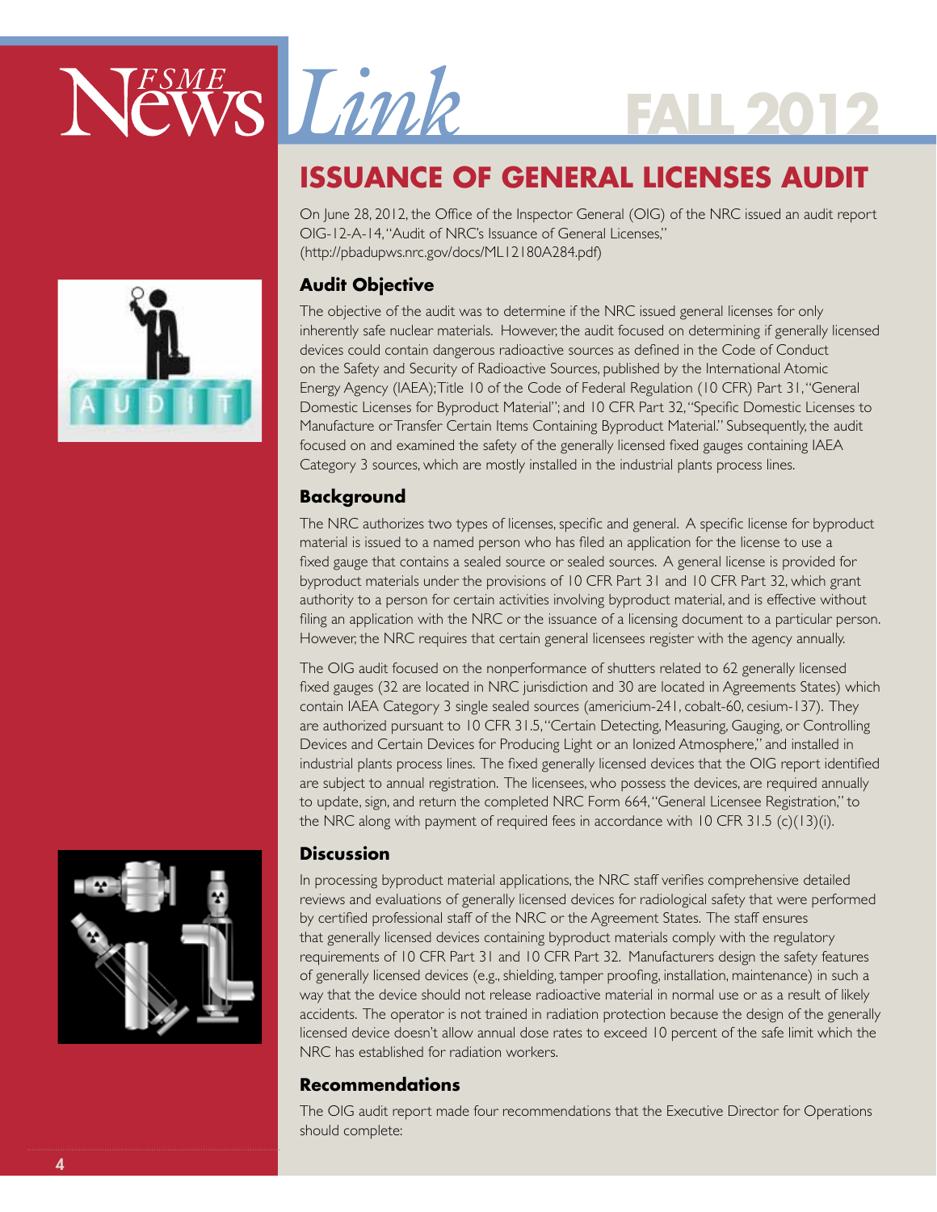# ISSUANCE OF GENERAL LICENSES AUDIT

On June 28, 2012, the Office of the Inspector General (OIG) of the NRC issued an audit report OIG-12-A-14, "Audit of NRC's Issuance of General Licenses," (http://pbadupws.nrc.gov/docs/ML12180A284.pdf)

## Audit Objective

The objective of the audit was to determine if the NRC issued general licenses for only inherently safe nuclear materials. However, the audit focused on determining if generally licensed devices could contain dangerous radioactive sources as defined in the Code of Conduct on the Safety and Security of Radioactive Sources, published by the International Atomic Energy Agency (IAEA); Title 10 of the Code of Federal Regulation (10 CFR) Part 31, "General Domestic Licenses for Byproduct Material"; and 10 CFR Part 32, "Specific Domestic Licenses to Manufacture or Transfer Certain Items Containing Byproduct Material." Subsequently, the audit focused on and examined the safety of the generally licensed fixed gauges containing IAEA Category 3 sources, which are mostly installed in the industrial plants process lines.

## Background

The NRC authorizes two types of licenses, specific and general. A specific license for byproduct material is issued to a named person who has filed an application for the license to use a fixed gauge that contains a sealed source or sealed sources. A general license is provided for byproduct materials under the provisions of 10 CFR Part 31 and 10 CFR Part 32, which grant authority to a person for certain activities involving byproduct material, and is effective without filing an application with the NRC or the issuance of a licensing document to a particular person. However, the NRC requires that certain general licensees register with the agency annually.

The OIG audit focused on the nonperformance of shutters related to 62 generally licensed fixed gauges (32 are located in NRC jurisdiction and 30 are located in Agreements States) which contain IAEA Category 3 single sealed sources (americium-241, cobalt-60, cesium-137). They are authorized pursuant to 10 CFR 31.5, "Certain Detecting, Measuring, Gauging, or Controlling Devices and Certain Devices for Producing Light or an Ionized Atmosphere," and installed in industrial plants process lines. The fixed generally licensed devices that the OIG report identified are subject to annual registration. The licensees, who possess the devices, are required annually to update, sign, and return the completed NRC Form 664, "General Licensee Registration," to the NRC along with payment of required fees in accordance with 10 CFR 31.5 (c)(13)(i).

## Discussion

In processing byproduct material applications, the NRC staff verifies comprehensive detailed reviews and evaluations of generally licensed devices for radiological safety that were performed by certified professional staff of the NRC or the Agreement States. The staff ensures that generally licensed devices containing byproduct materials comply with the regulatory requirements of 10 CFR Part 31 and 10 CFR Part 32. Manufacturers design the safety features of generally licensed devices (e.g., shielding, tamper proofing, installation, maintenance) in such a way that the device should not release radioactive material in normal use or as a result of likely accidents. The operator is not trained in radiation protection because the design of the generally licensed device doesn't allow annual dose rates to exceed 10 percent of the safe limit which the NRC has established for radiation workers.

## Recommendations

The OIG audit report made four recommendations that the Executive Director for Operations should complete: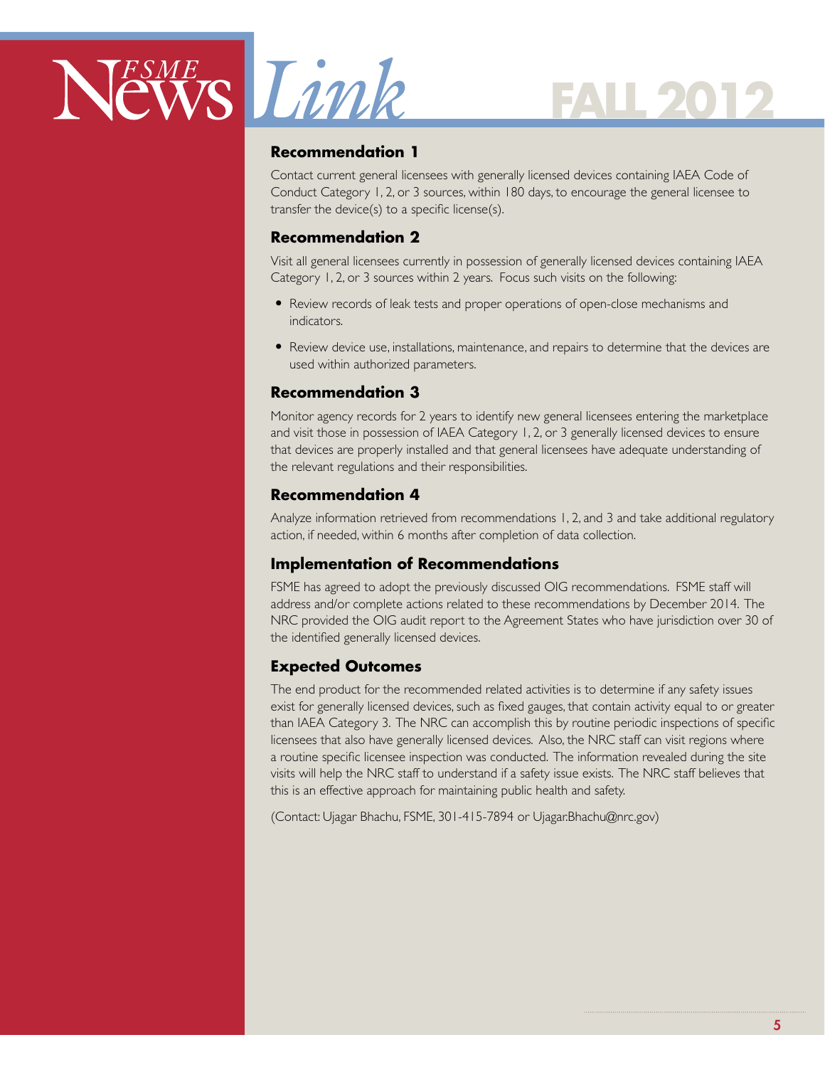### Recommendation 1

Contact current general licensees with generally licensed devices containing IAEA Code of Conduct Category 1, 2, or 3 sources, within 180 days, to encourage the general licensee to transfer the device(s) to a specific license(s).

### Recommendation 2

Visit all general licensees currently in possession of generally licensed devices containing IAEA Category 1, 2, or 3 sources within 2 years. Focus such visits on the following:

- Review records of leak tests and proper operations of open-close mechanisms and indicators.
- Review device use, installations, maintenance, and repairs to determine that the devices are used within authorized parameters.

### Recommendation 3

Monitor agency records for 2 years to identify new general licensees entering the marketplace and visit those in possession of IAEA Category 1, 2, or 3 generally licensed devices to ensure that devices are properly installed and that general licensees have adequate understanding of the relevant regulations and their responsibilities.

### Recommendation 4

Analyze information retrieved from recommendations 1, 2, and 3 and take additional regulatory action, if needed, within 6 months after completion of data collection.

### Implementation of Recommendations

FSME has agreed to adopt the previously discussed OIG recommendations. FSME staff will address and/or complete actions related to these recommendations by December 2014. The NRC provided the OIG audit report to the Agreement States who have jurisdiction over 30 of the identified generally licensed devices.

### Expected Outcomes

The end product for the recommended related activities is to determine if any safety issues exist for generally licensed devices, such as fixed gauges, that contain activity equal to or greater than IAEA Category 3. The NRC can accomplish this by routine periodic inspections of specific licensees that also have generally licensed devices. Also, the NRC staff can visit regions where a routine specific licensee inspection was conducted. The information revealed during the site visits will help the NRC staff to understand if a safety issue exists. The NRC staff believes that this is an effective approach for maintaining public health and safety.

(Contact: Ujagar Bhachu, FSME, 301-415-7894 or Ujagar.Bhachu@nrc.gov)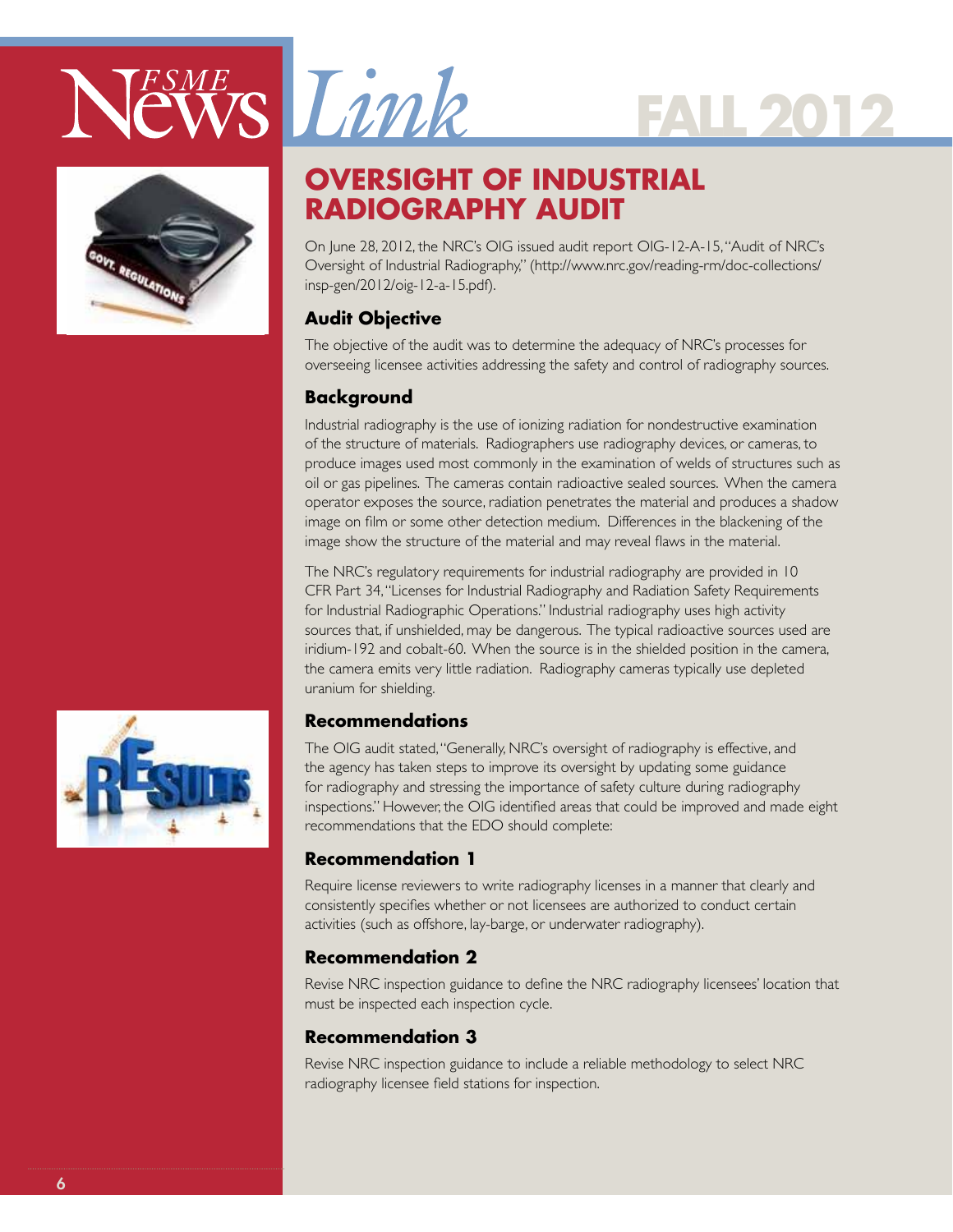# OVERSIGHT OF INDUSTRIAL RADIOGRAPHY AUDIT

On June 28, 2012, the NRC's OIG issued audit report OIG-12-A-15, "Audit of NRC's Oversight of Industrial Radiography," (http://www.nrc.gov/reading-rm/doc-collections/insp-gen/2012/oig-12-a-15.pdf).

## Audit Objective

The objective of the audit was to determine the adequacy of NRC's processes for overseeing licensee activities addressing the safety and control of radiography sources.

## Background

Industrial radiography is the use of ionizing radiation for nondestructive examination of the structure of materials. Radiographers use radiography devices, or cameras, to produce images used most commonly in the examination of welds of structures such as oil or gas pipelines. The cameras contain radioactive sealed sources. When the camera operator exposes the source, radiation penetrates the material and produces a shadow image on film or some other detection medium. Differences in the blackening of the image show the structure of the material and may reveal flaws in the material.

The NRC's regulatory requirements for industrial radiography are provided in 10 CFR Part 34, "Licenses for Industrial Radiography and Radiation Safety Requirements for Industrial Radiographic Operations." Industrial radiography uses high activity sources that, if unshielded, may be dangerous. The typical radioactive sources used are iridium-192 and cobalt-60. When the source is in the shielded position in the camera, the camera emits very little radiation. Radiography cameras typically use depleted uranium for shielding.

## Recommendations

The OIG audit stated, "Generally, NRC's oversight of radiography is effective, and the agency has taken steps to improve its oversight by updating some guidance for radiography and stressing the importance of safety culture during radiography inspections." However, the OIG identified areas that could be improved and made eight recommendations that the EDO should complete:

## Recommendation 1

Require license reviewers to write radiography licenses in a manner that clearly and consistently specifies whether or not licensees are authorized to conduct certain activities (such as offshore, lay-barge, or underwater radiography).

## Recommendation 2

Revise NRC inspection guidance to define the NRC radiography licensees' location that must be inspected each inspection cycle.

## Recommendation 3

Revise NRC inspection guidance to include a reliable methodology to select NRC radiography licensee field stations for inspection.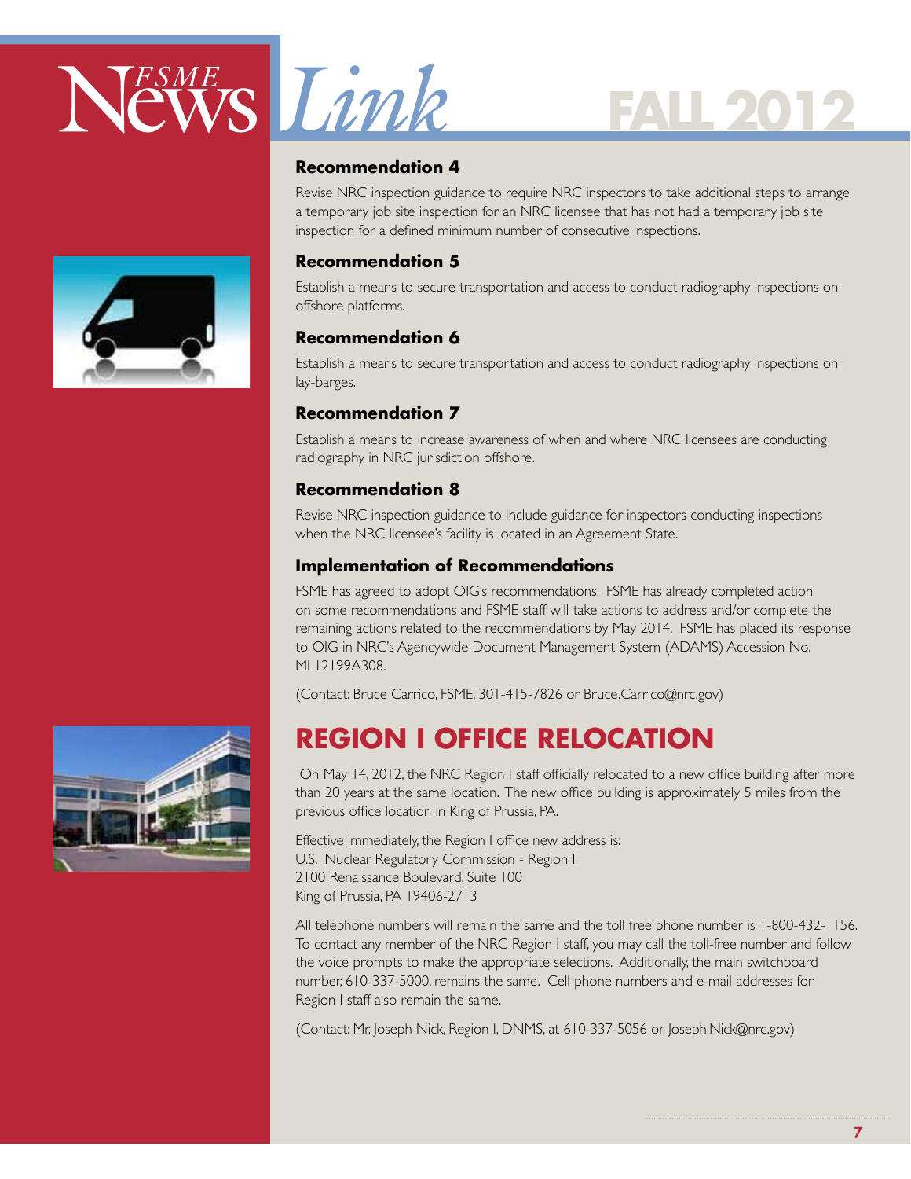### Recommendation 4

Revise NRC inspection guidance to require NRC inspectors to take additional steps to arrange a temporary job site inspection for an NRC licensee that has not had a temporary job site inspection for a defined minimum number of consecutive inspections.

### Recommendation 5

Establish a means to secure transportation and access to conduct radiography inspections on offshore platforms.

### Recommendation 6

Establish a means to secure transportation and access to conduct radiography inspections on lay-barges.

### Recommendation 7

Establish a means to increase awareness of when and where NRC licensees are conducting radiography in NRC jurisdiction offshore.

### Recommendation 8

Revise NRC inspection guidance to include guidance for inspectors conducting inspections when the NRC licensee's facility is located in an Agreement State.

### Implementation of Recommendations

FSME has agreed to adopt OIG's recommendations. FSME has already completed action on some recommendations and FSME staff will take actions to address and/or complete the remaining actions related to the recommendations by May 2014. FSME has placed its response to OIG in NRC's Agencywide Document Management System (ADAMS) Accession No. ML12199A308.

(Contact: Bruce Carrico, FSME, 301-415-7826 or Bruce.Carrico@nrc.gov)

## REGION I OFFICE RELOCATION

On May 14, 2012, the NRC Region I staff officially relocated to a new office building after more than 20 years at the same location. The new office building is approximately 5 miles from the previous office location in King of Prussia, PA.

Effective immediately, the Region I office new address is:
U.S. Nuclear Regulatory Commission - Region I
2100 Renaissance Boulevard, Suite 100
King of Prussia, PA 19406-2713

All telephone numbers will remain the same and the toll free phone number is 1-800-432-1156. To contact any member of the NRC Region I staff, you may call the toll-free number and follow the voice prompts to make the appropriate selections. Additionally, the main switchboard number, 610-337-5000, remains the same. Cell phone numbers and e-mail addresses for Region I staff also remain the same.

(Contact: Mr. Joseph Nick, Region I, DNMS, at 610-337-5056 or Joseph.Nick@nrc.gov)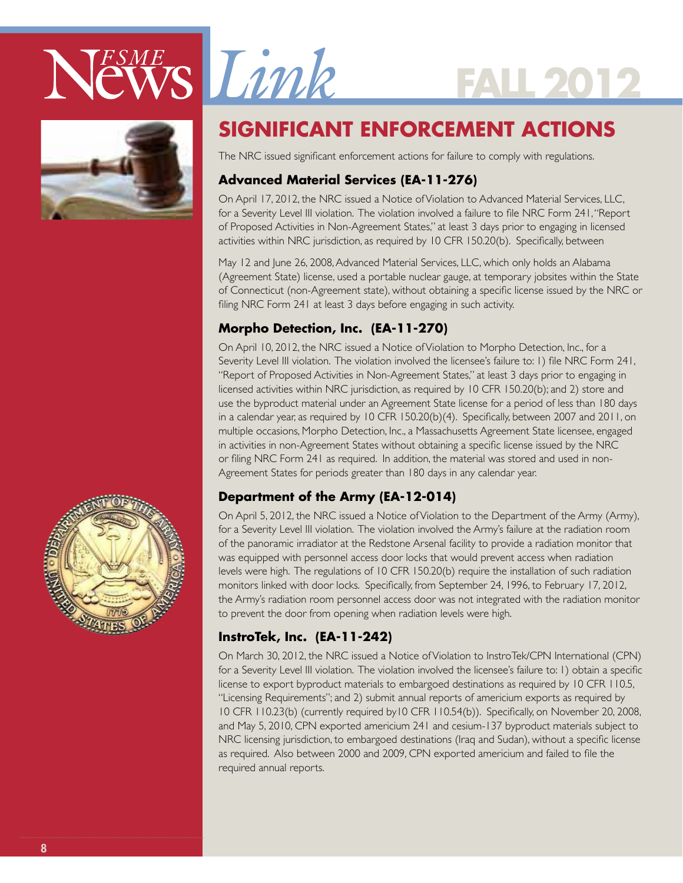# SIGNIFICANT ENFORCEMENT ACTIONS

The NRC issued significant enforcement actions for failure to comply with regulations.

### Advanced Material Services (EA-11-276)

On April 17, 2012, the NRC issued a Notice of Violation to Advanced Material Services, LLC, for a Severity Level III violation. The violation involved a failure to file NRC Form 241, "Report of Proposed Activities in Non-Agreement States," at least 3 days prior to engaging in licensed activities within NRC jurisdiction, as required by 10 CFR 150.20(b). Specifically, between May 12 and June 26, 2008, Advanced Material Services, LLC, which only holds an Alabama (Agreement State) license, used a portable nuclear gauge, at temporary jobsites within the State of Connecticut (non-Agreement state), without obtaining a specific license issued by the NRC or filing NRC Form 241 at least 3 days before engaging in such activity.

### Morpho Detection, Inc. (EA-11-270)

On April 10, 2012, the NRC issued a Notice of Violation to Morpho Detection, Inc., for a Severity Level III violation. The violation involved the licensee's failure to: 1) file NRC Form 241, "Report of Proposed Activities in Non-Agreement States," at least 3 days prior to engaging in licensed activities within NRC jurisdiction, as required by 10 CFR 150.20(b); and 2) store and use the byproduct material under an Agreement State license for a period of less than 180 days in a calendar year, as required by 10 CFR 150.20(b)(4). Specifically, between 2007 and 2011, on multiple occasions, Morpho Detection, Inc., a Massachusetts Agreement State licensee, engaged in activities in non-Agreement States without obtaining a specific license issued by the NRC or filing NRC Form 241 as required. In addition, the material was stored and used in non-Agreement States for periods greater than 180 days in any calendar year.

### Department of the Army (EA-12-014)

On April 5, 2012, the NRC issued a Notice of Violation to the Department of the Army (Army), for a Severity Level III violation. The violation involved the Army's failure at the radiation room of the panoramic irradiator at the Redstone Arsenal facility to provide a radiation monitor that was equipped with personnel access door locks that would prevent access when radiation levels were high. The regulations of 10 CFR 150.20(b) require the installation of such radiation monitors linked with door locks. Specifically, from September 24, 1996, to February 17, 2012, the Army's radiation room personnel access door was not integrated with the radiation monitor to prevent the door from opening when radiation levels were high.

### InstroTek, Inc. (EA-11-242)

On March 30, 2012, the NRC issued a Notice of Violation to InstroTek/CPN International (CPN) for a Severity Level III violation. The violation involved the licensee's failure to: 1) obtain a specific license to export byproduct materials to embargoed destinations as required by 10 CFR 110.5, "Licensing Requirements"; and 2) submit annual reports of americium exports as required by 10 CFR 110.23(b) (currently required by10 CFR 110.54(b)). Specifically, on November 20, 2008, and May 5, 2010, CPN exported americium 241 and cesium-137 byproduct materials subject to NRC licensing jurisdiction, to embargoed destinations (Iraq and Sudan), without a specific license as required. Also between 2000 and 2009, CPN exported americium and failed to file the required annual reports.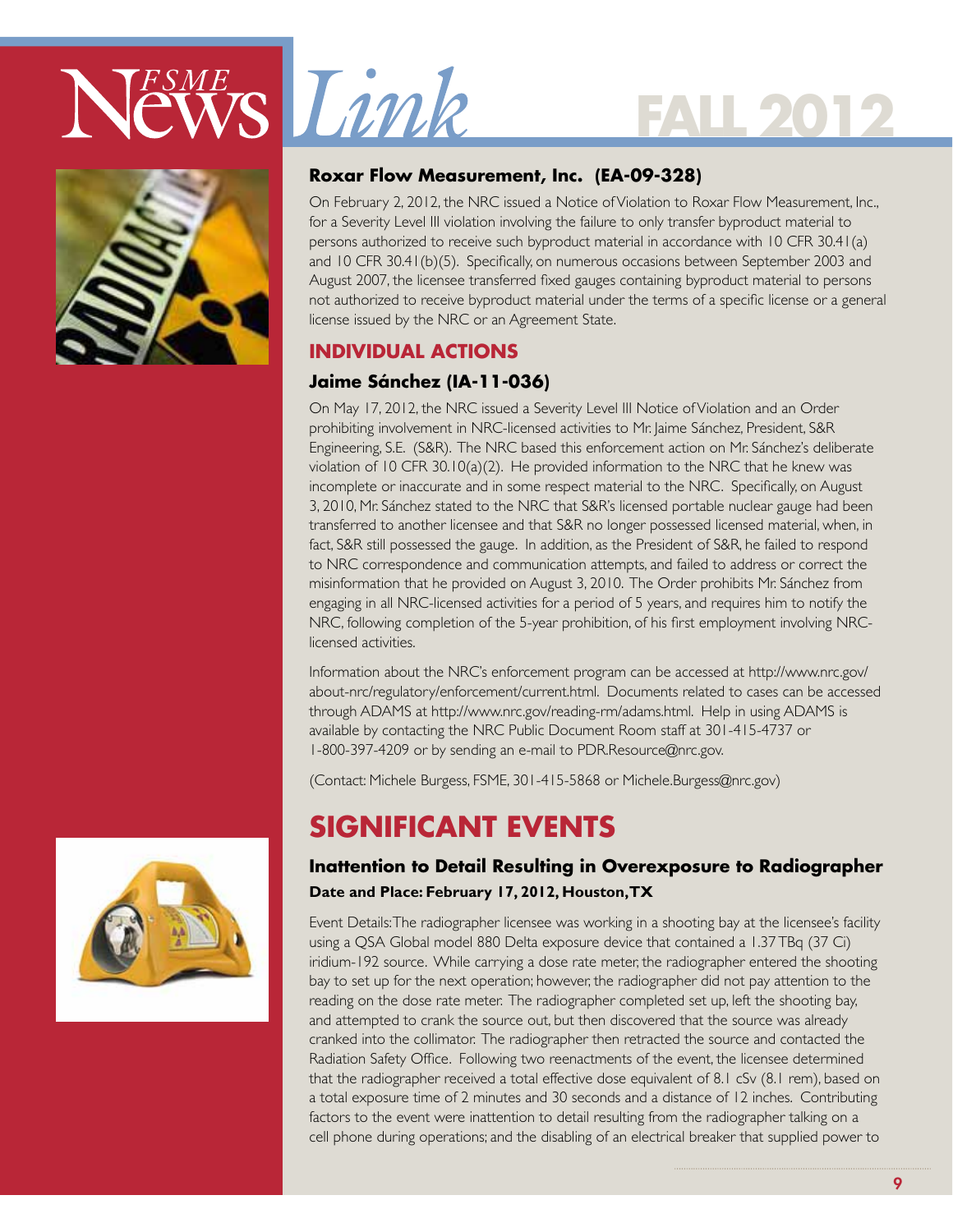### Roxar Flow Measurement, Inc. (EA-09-328)

On February 2, 2012, the NRC issued a Notice of Violation to Roxar Flow Measurement, Inc., for a Severity Level III violation involving the failure to only transfer byproduct material to persons authorized to receive such byproduct material in accordance with 10 CFR 30.41(a) and 10 CFR 30.41(b)(5). Specifically, on numerous occasions between September 2003 and August 2007, the licensee transferred fixed gauges containing byproduct material to persons not authorized to receive byproduct material under the terms of a specific license or a general license issued by the NRC or an Agreement State.

## INDIVIDUAL ACTIONS

### Jaime Sánchez (IA-11-036)

On May 17, 2012, the NRC issued a Severity Level III Notice of Violation and an Order prohibiting involvement in NRC-licensed activities to Mr. Jaime Sánchez, President, S&R Engineering, S.E. (S&R). The NRC based this enforcement action on Mr. Sánchez's deliberate violation of 10 CFR 30.10(a)(2). He provided information to the NRC that he knew was incomplete or inaccurate and in some respect material to the NRC. Specifically, on August 3, 2010, Mr. Sánchez stated to the NRC that S&R's licensed portable nuclear gauge had been transferred to another licensee and that S&R no longer possessed licensed material, when, in fact, S&R still possessed the gauge. In addition, as the President of S&R, he failed to respond to NRC correspondence and communication attempts, and failed to address or correct the misinformation that he provided on August 3, 2010. The Order prohibits Mr. Sánchez from engaging in all NRC-licensed activities for a period of 5 years, and requires him to notify the NRC, following completion of the 5-year prohibition, of his first employment involving NRC-licensed activities.

Information about the NRC's enforcement program can be accessed at http://www.nrc.gov/about-nrc/regulatory/enforcement/current.html. Documents related to cases can be accessed through ADAMS at http://www.nrc.gov/reading-rm/adams.html. Help in using ADAMS is available by contacting the NRC Public Document Room staff at 301-415-4737 or 1-800-397-4209 or by sending an e-mail to PDR.Resource@nrc.gov.

(Contact: Michele Burgess, FSME, 301-415-5868 or Michele.Burgess@nrc.gov)

# SIGNIFICANT EVENTS

### Inattention to Detail Resulting in Overexposure to Radiographer

**Date and Place: February 17, 2012, Houston, TX**

Event Details: The radiographer licensee was working in a shooting bay at the licensee's facility using a QSA Global model 880 Delta exposure device that contained a 1.37 TBq (37 Ci) iridium-192 source. While carrying a dose rate meter, the radiographer entered the shooting bay to set up for the next operation; however, the radiographer did not pay attention to the reading on the dose rate meter. The radiographer completed set up, left the shooting bay, and attempted to crank the source out, but then discovered that the source was already cranked into the collimator. The radiographer then retracted the source and contacted the Radiation Safety Office. Following two reenactments of the event, the licensee determined that the radiographer received a total effective dose equivalent of 8.1 cSv (8.1 rem), based on a total exposure time of 2 minutes and 30 seconds and a distance of 12 inches. Contributing factors to the event were inattention to detail resulting from the radiographer talking on a cell phone during operations; and the disabling of an electrical breaker that supplied power to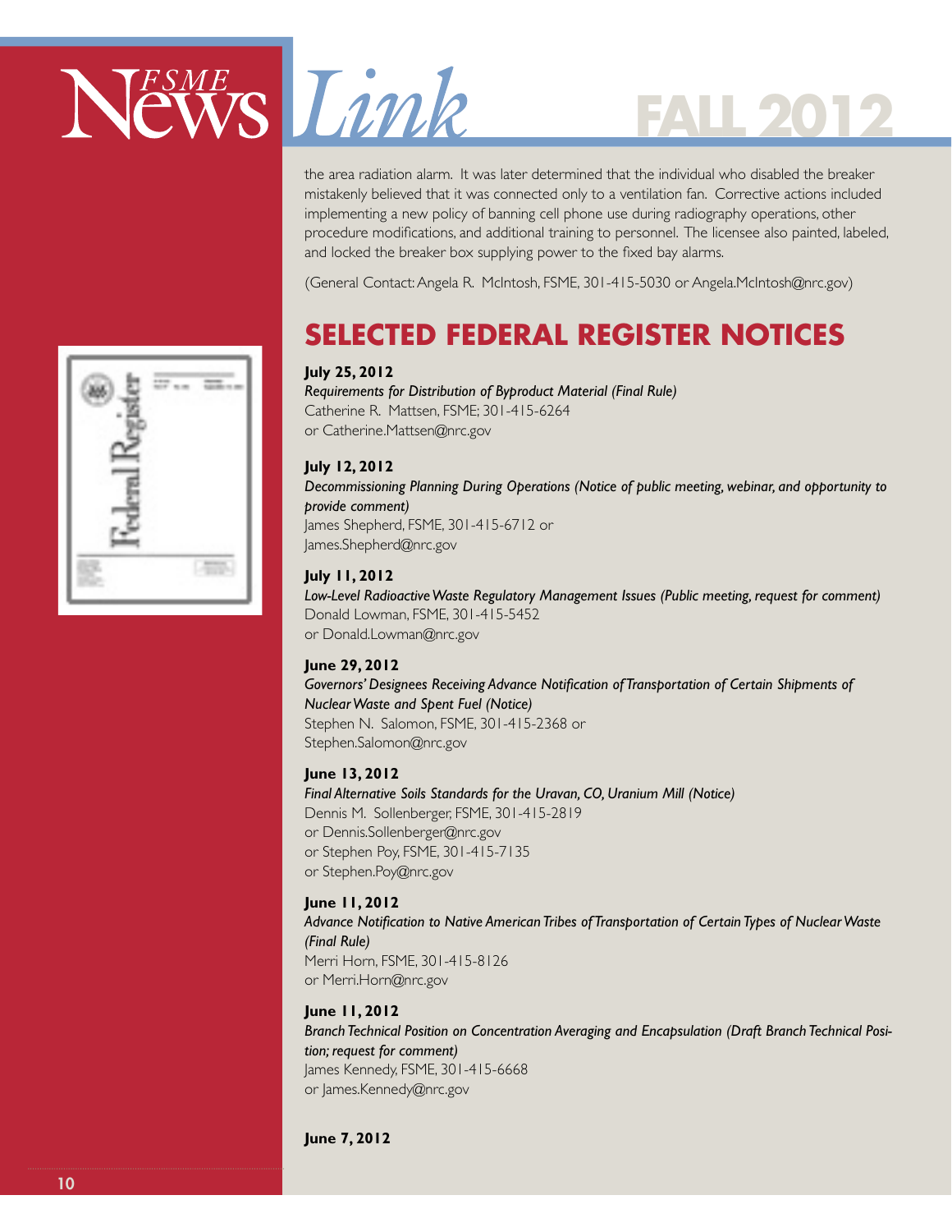the area radiation alarm. It was later determined that the individual who disabled the breaker mistakenly believed that it was connected only to a ventilation fan. Corrective actions included implementing a new policy of banning cell phone use during radiography operations, other procedure modifications, and additional training to personnel. The licensee also painted, labeled, and locked the breaker box supplying power to the fixed bay alarms.

(General Contact: Angela R. McIntosh, FSME, 301-415-5030 or Angela.McIntosh@nrc.gov)

## SELECTED FEDERAL REGISTER NOTICES

**July 25, 2012**
*Requirements for Distribution of Byproduct Material (Final Rule)*
Catherine R. Mattsen, FSME; 301-415-6264
or Catherine.Mattsen@nrc.gov

**July 12, 2012**
*Decommissioning Planning During Operations (Notice of public meeting, webinar, and opportunity to provide comment)*
James Shepherd, FSME, 301-415-6712 or
James.Shepherd@nrc.gov

**July 11, 2012**
*Low-Level Radioactive Waste Regulatory Management Issues (Public meeting, request for comment)*
Donald Lowman, FSME, 301-415-5452
or Donald.Lowman@nrc.gov

**June 29, 2012**
*Governors' Designees Receiving Advance Notification of Transportation of Certain Shipments of Nuclear Waste and Spent Fuel (Notice)*
Stephen N. Salomon, FSME, 301-415-2368 or
Stephen.Salomon@nrc.gov

**June 13, 2012**
*Final Alternative Soils Standards for the Uravan, CO, Uranium Mill (Notice)*
Dennis M. Sollenberger, FSME, 301-415-2819
or Dennis.Sollenberger@nrc.gov
or Stephen Poy, FSME, 301-415-7135
or Stephen.Poy@nrc.gov

**June 11, 2012**
*Advance Notification to Native American Tribes of Transportation of Certain Types of Nuclear Waste (Final Rule)*
Merri Horn, FSME, 301-415-8126
or Merri.Horn@nrc.gov

**June 11, 2012**
*Branch Technical Position on Concentration Averaging and Encapsulation (Draft Branch Technical Position; request for comment)*
James Kennedy, FSME, 301-415-6668
or James.Kennedy@nrc.gov

**June 7, 2012**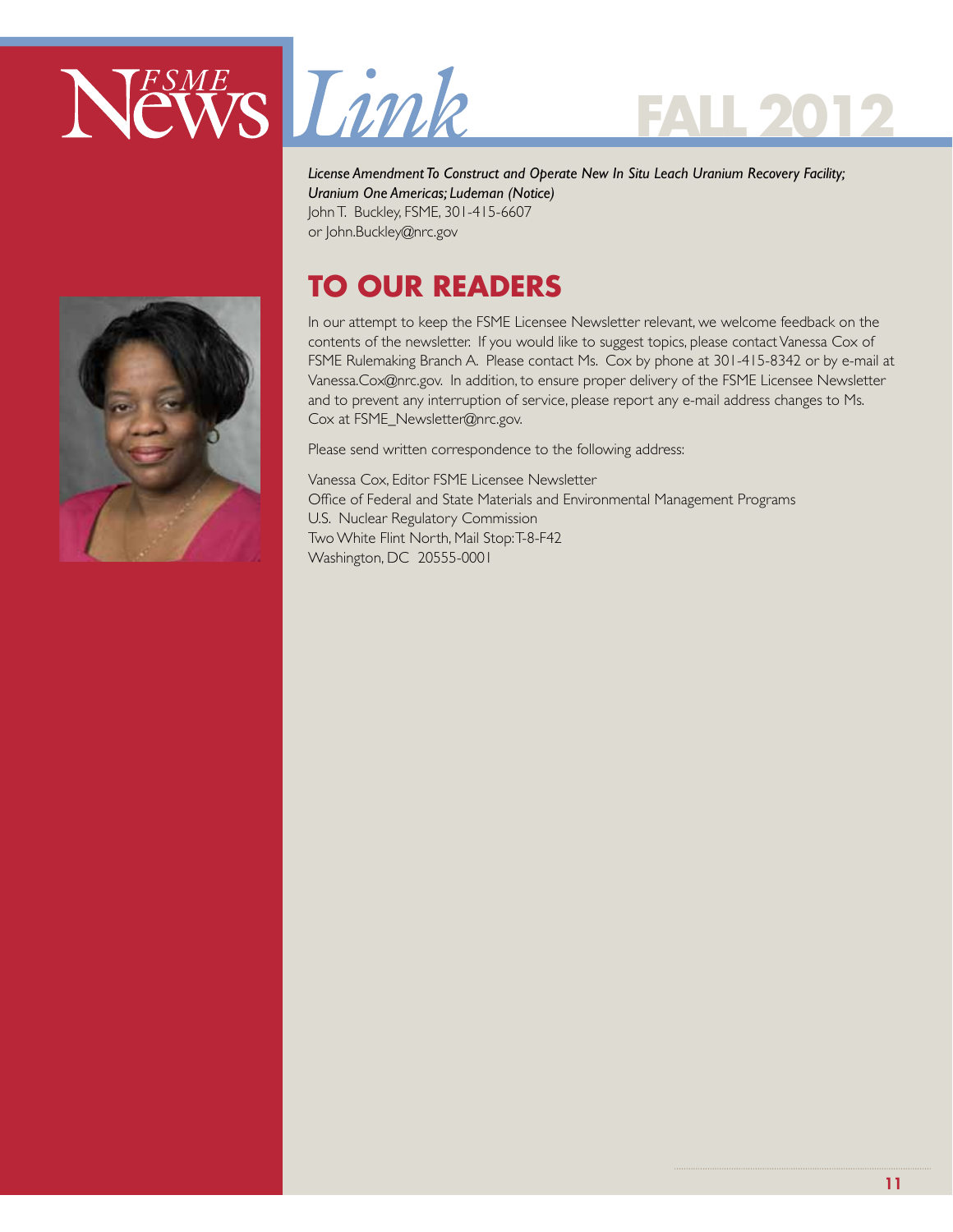*License Amendment To Construct and Operate New In Situ Leach Uranium Recovery Facility; Uranium One Americas; Ludeman (Notice)*
John T. Buckley, FSME, 301-415-6607
or John.Buckley@nrc.gov

## TO OUR READERS

In our attempt to keep the FSME Licensee Newsletter relevant, we welcome feedback on the contents of the newsletter. If you would like to suggest topics, please contact Vanessa Cox of FSME Rulemaking Branch A. Please contact Ms. Cox by phone at 301-415-8342 or by e-mail at Vanessa.Cox@nrc.gov. In addition, to ensure proper delivery of the FSME Licensee Newsletter and to prevent any interruption of service, please report any e-mail address changes to Ms. Cox at FSME_Newsletter@nrc.gov.

Please send written correspondence to the following address:

Vanessa Cox, Editor FSME Licensee Newsletter
Office of Federal and State Materials and Environmental Management Programs
U.S. Nuclear Regulatory Commission
Two White Flint North, Mail Stop: T-8-F42
Washington, DC 20555-0001